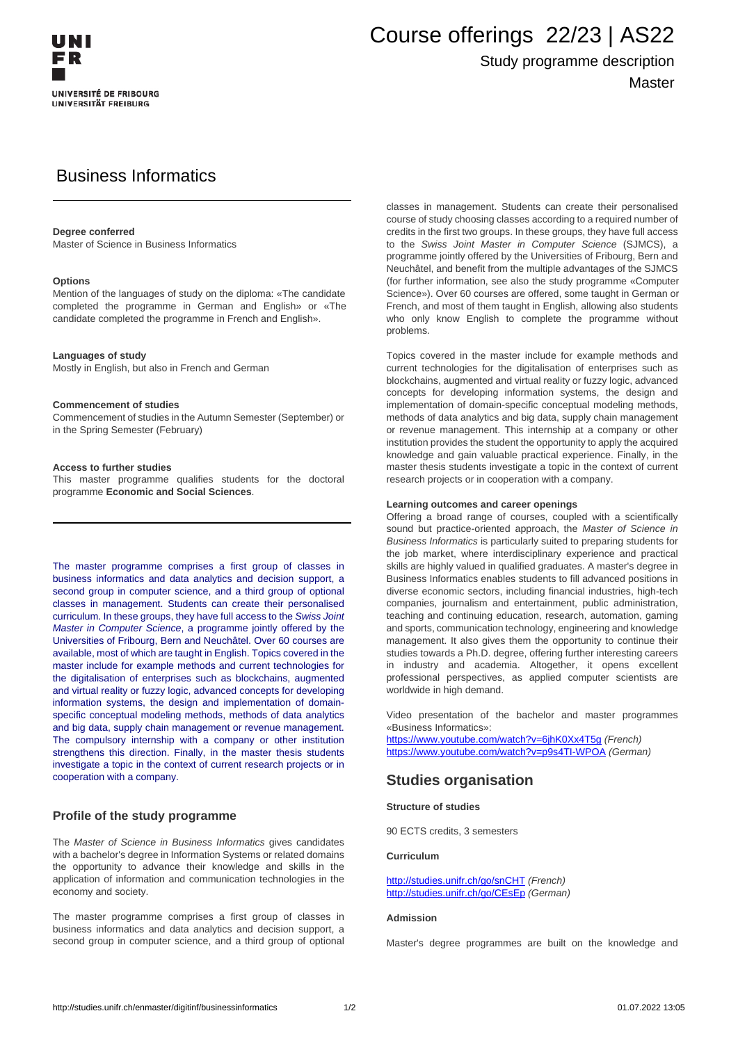Course offerings 22/23 | AS22

Study programme description

Master

# Business Informatics

**Degree conferred**
Master of Science in Business Informatics

**Options**
Mention of the languages of study on the diploma: «The candidate completed the programme in German and English» or «The candidate completed the programme in French and English».

**Languages of study**
Mostly in English, but also in French and German

**Commencement of studies**
Commencement of studies in the Autumn Semester (September) or in the Spring Semester (February)

**Access to further studies**
This master programme qualifies students for the doctoral programme **Economic and Social Sciences**.

The master programme comprises a first group of classes in business informatics and data analytics and decision support, a second group in computer science, and a third group of optional classes in management. Students can create their personalised curriculum. In these groups, they have full access to the *Swiss Joint Master in Computer Science*, a programme jointly offered by the Universities of Fribourg, Bern and Neuchâtel. Over 60 courses are available, most of which are taught in English. Topics covered in the master include for example methods and current technologies for the digitalisation of enterprises such as blockchains, augmented and virtual reality or fuzzy logic, advanced concepts for developing information systems, the design and implementation of domain-specific conceptual modeling methods, methods of data analytics and big data, supply chain management or revenue management. The compulsory internship with a company or other institution strengthens this direction. Finally, in the master thesis students investigate a topic in the context of current research projects or in cooperation with a company.

## Profile of the study programme

The *Master of Science in Business Informatics* gives candidates with a bachelor's degree in Information Systems or related domains the opportunity to advance their knowledge and skills in the application of information and communication technologies in the economy and society.

The master programme comprises a first group of classes in business informatics and data analytics and decision support, a second group in computer science, and a third group of optional classes in management. Students can create their personalised course of study choosing classes according to a required number of credits in the first two groups. In these groups, they have full access to the *Swiss Joint Master in Computer Science* (SJMCS), a programme jointly offered by the Universities of Fribourg, Bern and Neuchâtel, and benefit from the multiple advantages of the SJMCS (for further information, see also the study programme «Computer Science»). Over 60 courses are offered, some taught in German or French, and most of them taught in English, allowing also students who only know English to complete the programme without problems.

Topics covered in the master include for example methods and current technologies for the digitalisation of enterprises such as blockchains, augmented and virtual reality or fuzzy logic, advanced concepts for developing information systems, the design and implementation of domain-specific conceptual modeling methods, methods of data analytics and big data, supply chain management or revenue management. This internship at a company or other institution provides the student the opportunity to apply the acquired knowledge and gain valuable practical experience. Finally, in the master thesis students investigate a topic in the context of current research projects or in cooperation with a company.

**Learning outcomes and career openings**
Offering a broad range of courses, coupled with a scientifically sound but practice-oriented approach, the *Master of Science in Business Informatics* is particularly suited to preparing students for the job market, where interdisciplinary experience and practical skills are highly valued in qualified graduates. A master's degree in Business Informatics enables students to fill advanced positions in diverse economic sectors, including financial industries, high-tech companies, journalism and entertainment, public administration, teaching and continuing education, research, automation, gaming and sports, communication technology, engineering and knowledge management. It also gives them the opportunity to continue their studies towards a Ph.D. degree, offering further interesting careers in industry and academia. Altogether, it opens excellent professional perspectives, as applied computer scientists are worldwide in high demand.

Video presentation of the bachelor and master programmes «Business Informatics»:
https://www.youtube.com/watch?v=6jhK0Xx4T5g *(French)*
https://www.youtube.com/watch?v=p9s4TI-WPOA *(German)*

## Studies organisation

**Structure of studies**

90 ECTS credits, 3 semesters

**Curriculum**

http://studies.unifr.ch/go/snCHT *(French)*
http://studies.unifr.ch/go/CEsEp *(German)*

**Admission**

Master's degree programmes are built on the knowledge and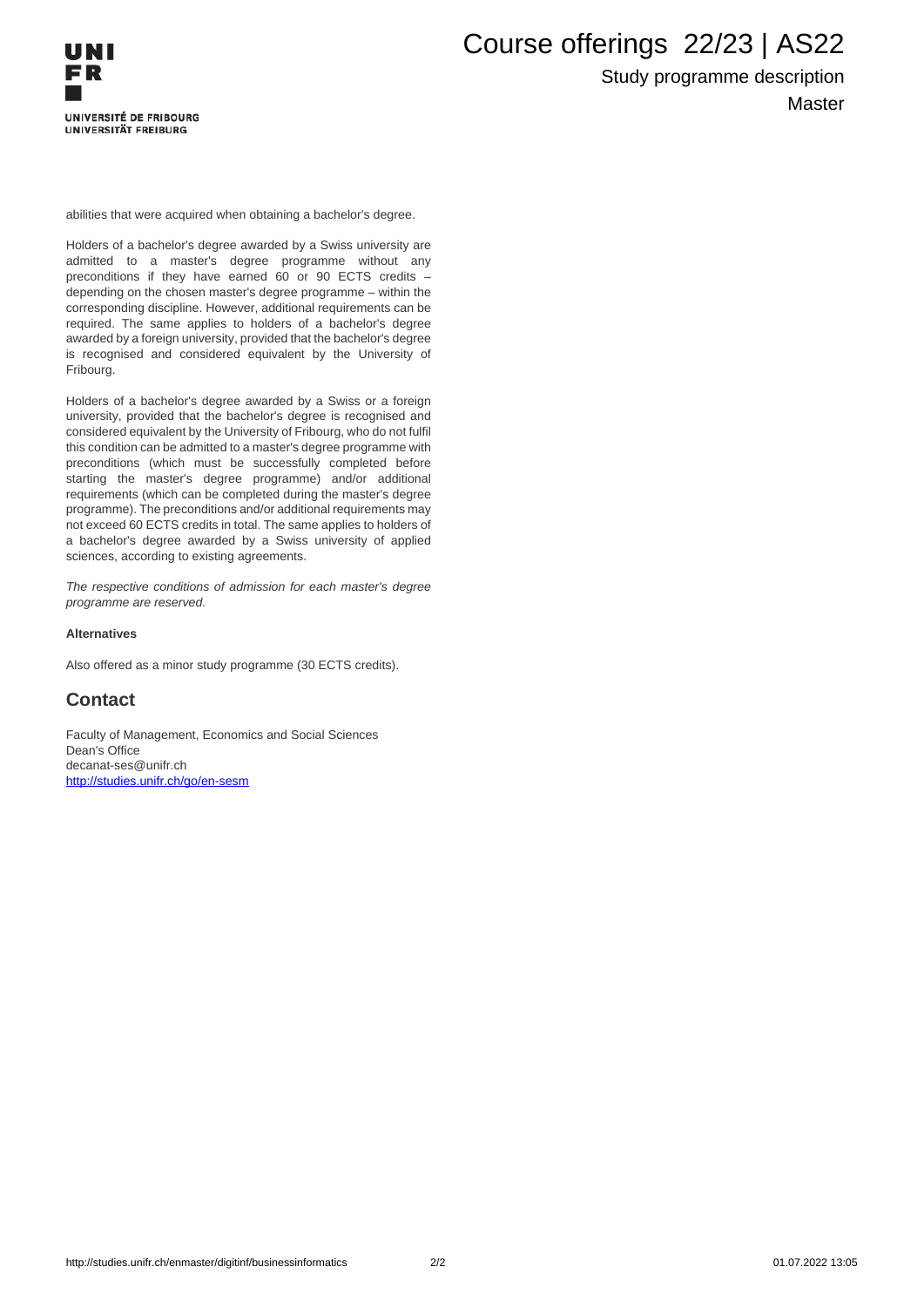abilities that were acquired when obtaining a bachelor's degree.

Holders of a bachelor's degree awarded by a Swiss university are admitted to a master's degree programme without any preconditions if they have earned 60 or 90 ECTS credits – depending on the chosen master's degree programme – within the corresponding discipline. However, additional requirements can be required. The same applies to holders of a bachelor's degree awarded by a foreign university, provided that the bachelor's degree is recognised and considered equivalent by the University of Fribourg.

Holders of a bachelor's degree awarded by a Swiss or a foreign university, provided that the bachelor's degree is recognised and considered equivalent by the University of Fribourg, who do not fulfil this condition can be admitted to a master's degree programme with preconditions (which must be successfully completed before starting the master's degree programme) and/or additional requirements (which can be completed during the master's degree programme). The preconditions and/or additional requirements may not exceed 60 ECTS credits in total. The same applies to holders of a bachelor's degree awarded by a Swiss university of applied sciences, according to existing agreements.

*The respective conditions of admission for each master's degree programme are reserved.*

**Alternatives**

Also offered as a minor study programme (30 ECTS credits).

## Contact

Faculty of Management, Economics and Social Sciences
Dean's Office
decanat-ses@unifr.ch
http://studies.unifr.ch/go/en-sesm